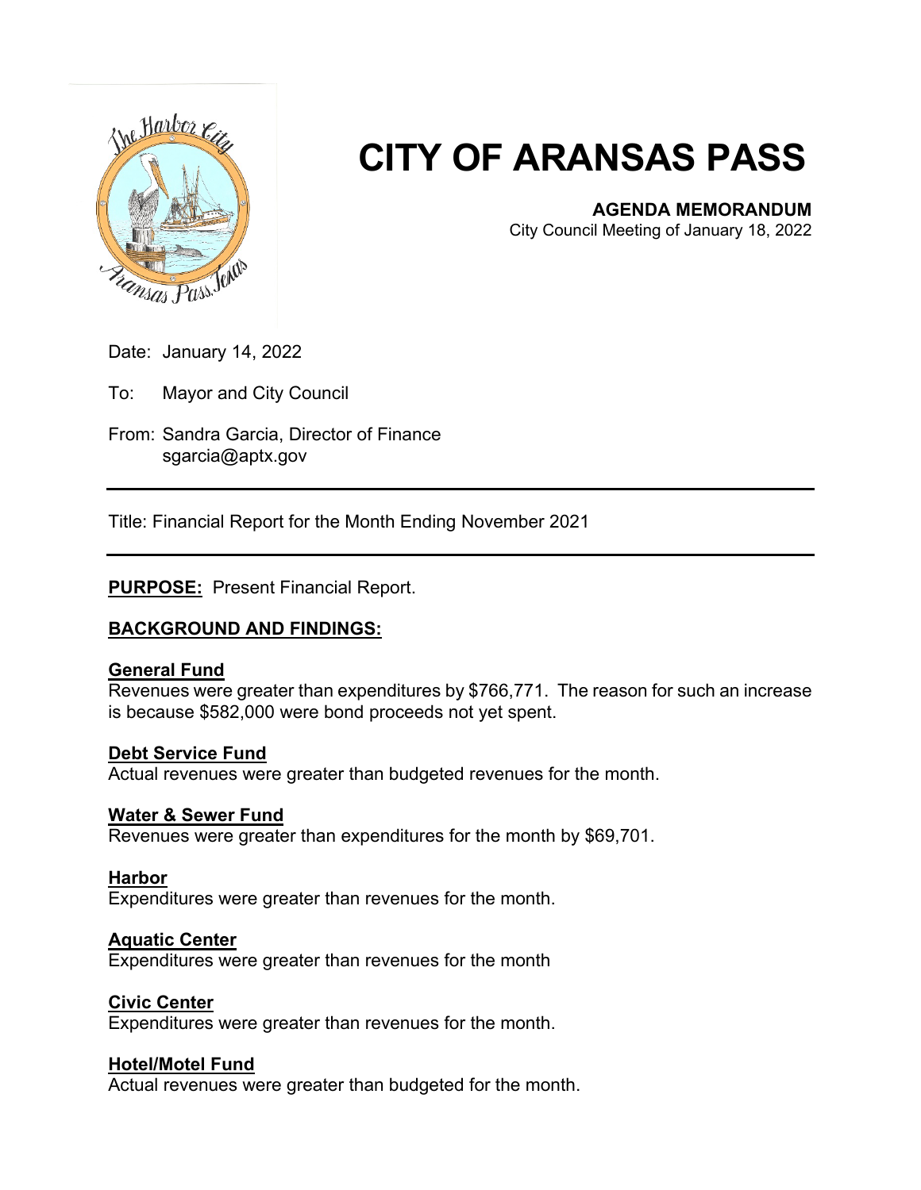# CITY OF ARANSAS PASS

**AGENDA MEMORANDUM**
City Council Meeting of January 18, 2022

Date: January 14, 2022

To: Mayor and City Council

From: Sandra Garcia, Director of Finance
sgarcia@aptx.gov

---

Title: Financial Report for the Month Ending November 2021

---

**PURPOSE:** Present Financial Report.

**BACKGROUND AND FINDINGS:**

**General Fund**
Revenues were greater than expenditures by $766,771. The reason for such an increase is because $582,000 were bond proceeds not yet spent.

**Debt Service Fund**
Actual revenues were greater than budgeted revenues for the month.

**Water & Sewer Fund**
Revenues were greater than expenditures for the month by $69,701.

**Harbor**
Expenditures were greater than revenues for the month.

**Aquatic Center**
Expenditures were greater than revenues for the month

**Civic Center**
Expenditures were greater than revenues for the month.

**Hotel/Motel Fund**
Actual revenues were greater than budgeted for the month.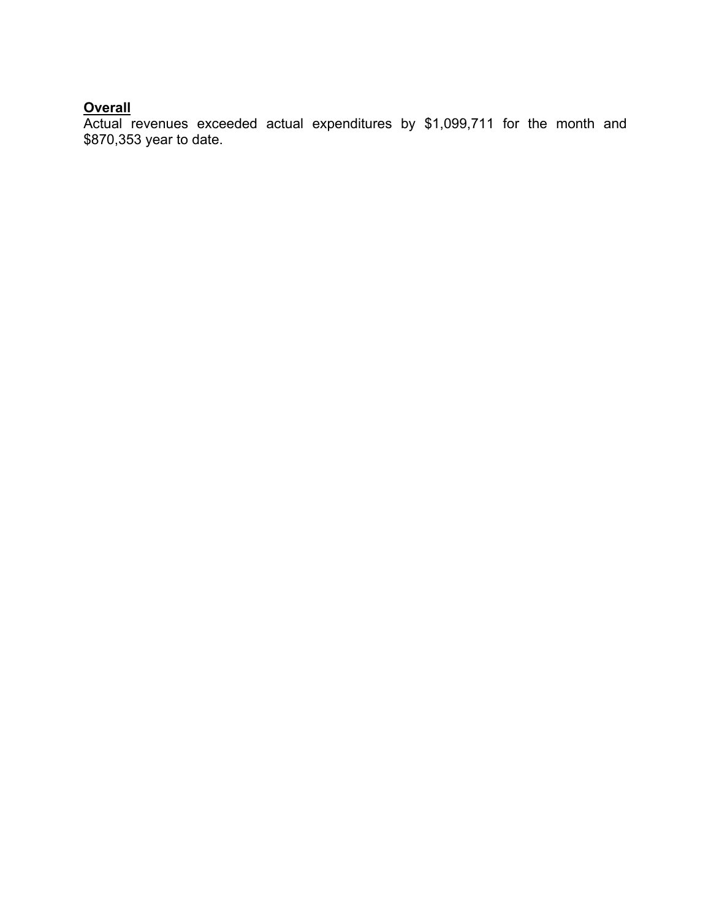**Overall**

Actual revenues exceeded actual expenditures by $1,099,711 for the month and $870,353 year to date.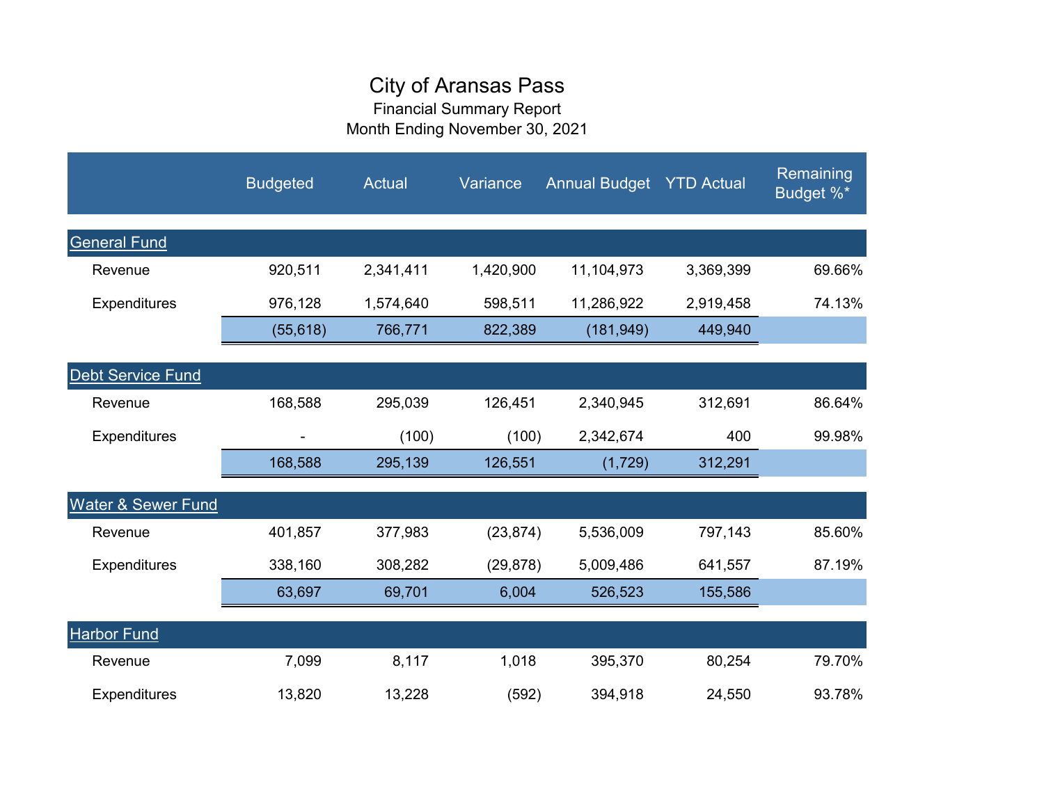# City of Aransas Pass

Financial Summary Report

Month Ending November 30, 2021

| | Budgeted | Actual | Variance | Annual Budget | YTD Actual | Remaining Budget %* |
|---|---|---|---|---|---|---|
| **General Fund** | | | | | | |
| Revenue | 920,511 | 2,341,411 | 1,420,900 | 11,104,973 | 3,369,399 | 69.66% |
| Expenditures | 976,128 | 1,574,640 | 598,511 | 11,286,922 | 2,919,458 | 74.13% |
| | (55,618) | 766,771 | 822,389 | (181,949) | 449,940 | |
| **Debt Service Fund** | | | | | | |
| Revenue | 168,588 | 295,039 | 126,451 | 2,340,945 | 312,691 | 86.64% |
| Expenditures | - | (100) | (100) | 2,342,674 | 400 | 99.98% |
| | 168,588 | 295,139 | 126,551 | (1,729) | 312,291 | |
| **Water & Sewer Fund** | | | | | | |
| Revenue | 401,857 | 377,983 | (23,874) | 5,536,009 | 797,143 | 85.60% |
| Expenditures | 338,160 | 308,282 | (29,878) | 5,009,486 | 641,557 | 87.19% |
| | 63,697 | 69,701 | 6,004 | 526,523 | 155,586 | |
| **Harbor Fund** | | | | | | |
| Revenue | 7,099 | 8,117 | 1,018 | 395,370 | 80,254 | 79.70% |
| Expenditures | 13,820 | 13,228 | (592) | 394,918 | 24,550 | 93.78% |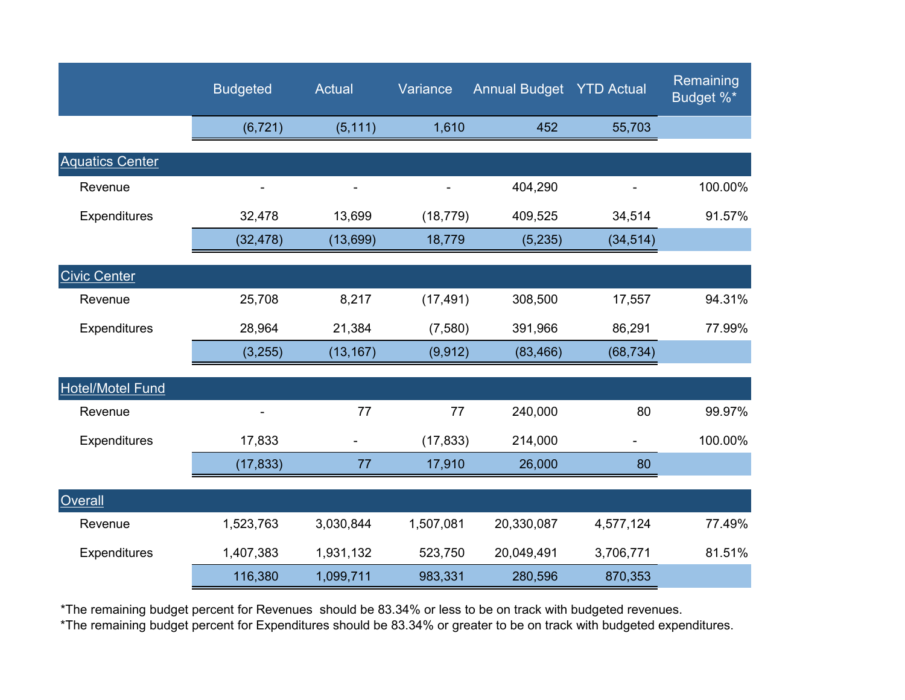| | Budgeted | Actual | Variance | Annual Budget | YTD Actual | Remaining Budget %* |
|---|---|---|---|---|---|---|
| | (6,721) | (5,111) | 1,610 | 452 | 55,703 | |
| **Aquatics Center** | | | | | | |
| Revenue | - | - | - | 404,290 | - | 100.00% |
| Expenditures | 32,478 | 13,699 | (18,779) | 409,525 | 34,514 | 91.57% |
| | (32,478) | (13,699) | 18,779 | (5,235) | (34,514) | |
| **Civic Center** | | | | | | |
| Revenue | 25,708 | 8,217 | (17,491) | 308,500 | 17,557 | 94.31% |
| Expenditures | 28,964 | 21,384 | (7,580) | 391,966 | 86,291 | 77.99% |
| | (3,255) | (13,167) | (9,912) | (83,466) | (68,734) | |
| **Hotel/Motel Fund** | | | | | | |
| Revenue | - | 77 | 77 | 240,000 | 80 | 99.97% |
| Expenditures | 17,833 | - | (17,833) | 214,000 | - | 100.00% |
| | (17,833) | 77 | 17,910 | 26,000 | 80 | |
| **Overall** | | | | | | |
| Revenue | 1,523,763 | 3,030,844 | 1,507,081 | 20,330,087 | 4,577,124 | 77.49% |
| Expenditures | 1,407,383 | 1,931,132 | 523,750 | 20,049,491 | 3,706,771 | 81.51% |
| | 116,380 | 1,099,711 | 983,331 | 280,596 | 870,353 | |

*The remaining budget percent for Revenues should be 83.34% or less to be on track with budgeted revenues.

*The remaining budget percent for Expenditures should be 83.34% or greater to be on track with budgeted expenditures.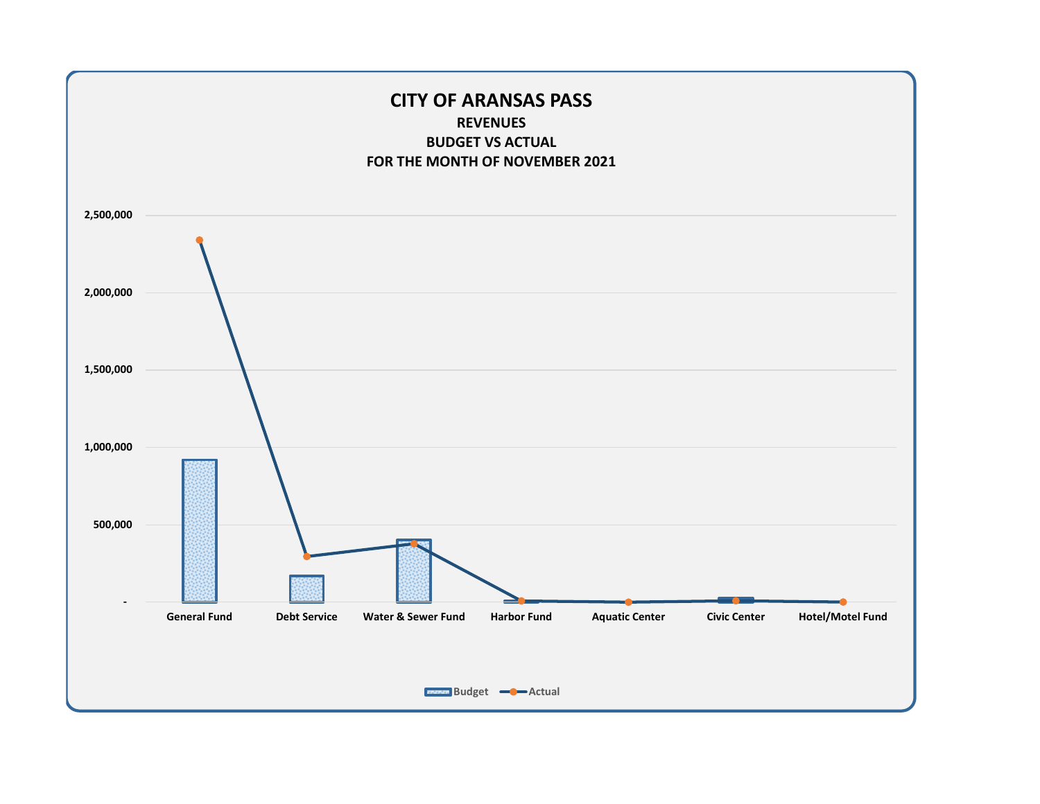# CITY OF ARANSAS PASS

## REVENUES

## BUDGET VS ACTUAL

## FOR THE MONTH OF NOVEMBER 2021

2,500,000

2,000,000

1,500,000

1,000,000

500,000

-

General Fund | Debt Service | Water & Sewer Fund | Harbor Fund | Aquatic Center | Civic Center | Hotel/Motel Fund

Budget — Actual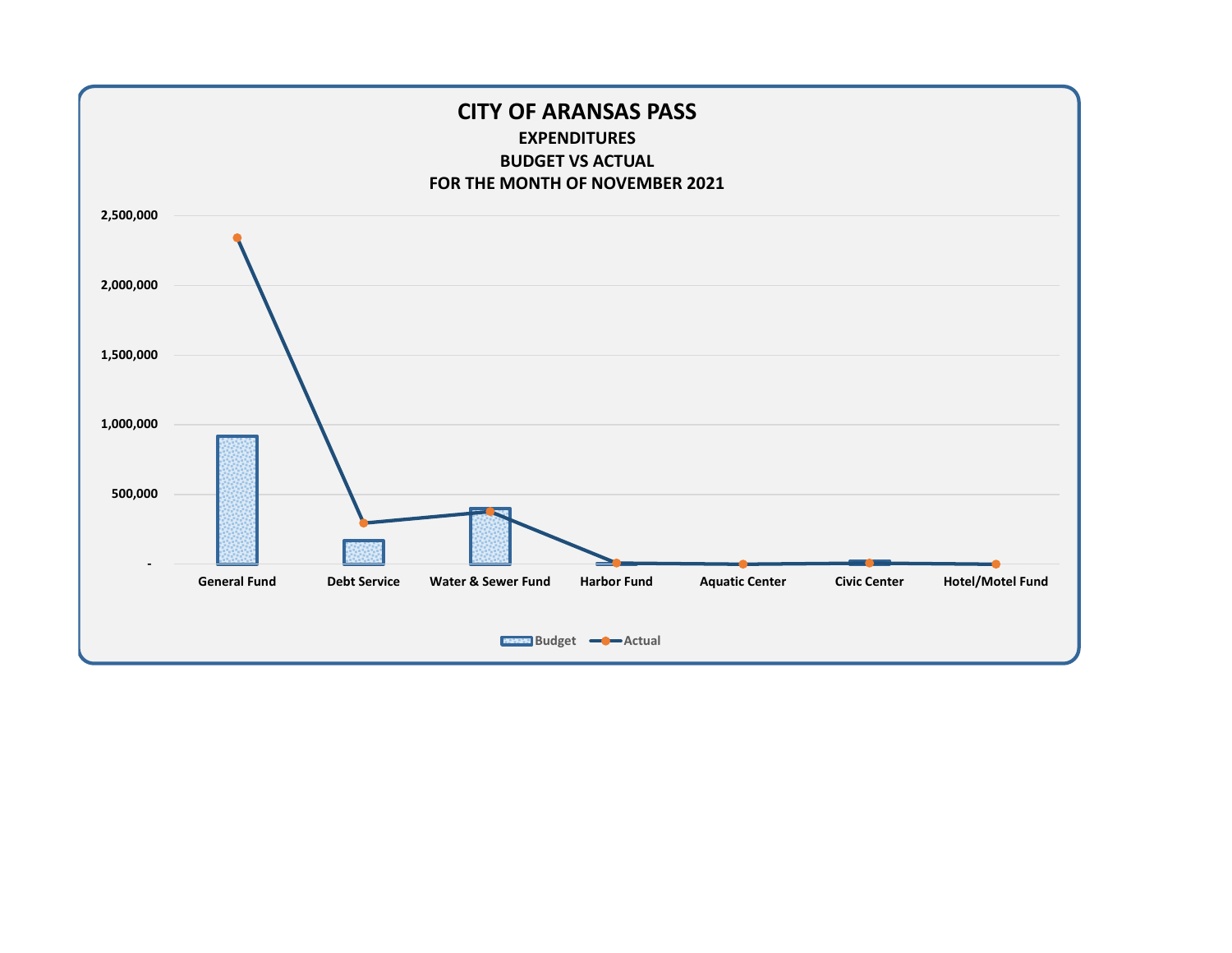# CITY OF ARANSAS PASS

## EXPENDITURES

## BUDGET VS ACTUAL

## FOR THE MONTH OF NOVEMBER 2021

2,500,000

2,000,000

1,500,000

1,000,000

500,000

-

General Fund | Debt Service | Water & Sewer Fund | Harbor Fund | Aquatic Center | Civic Center | Hotel/Motel Fund

Budget | Actual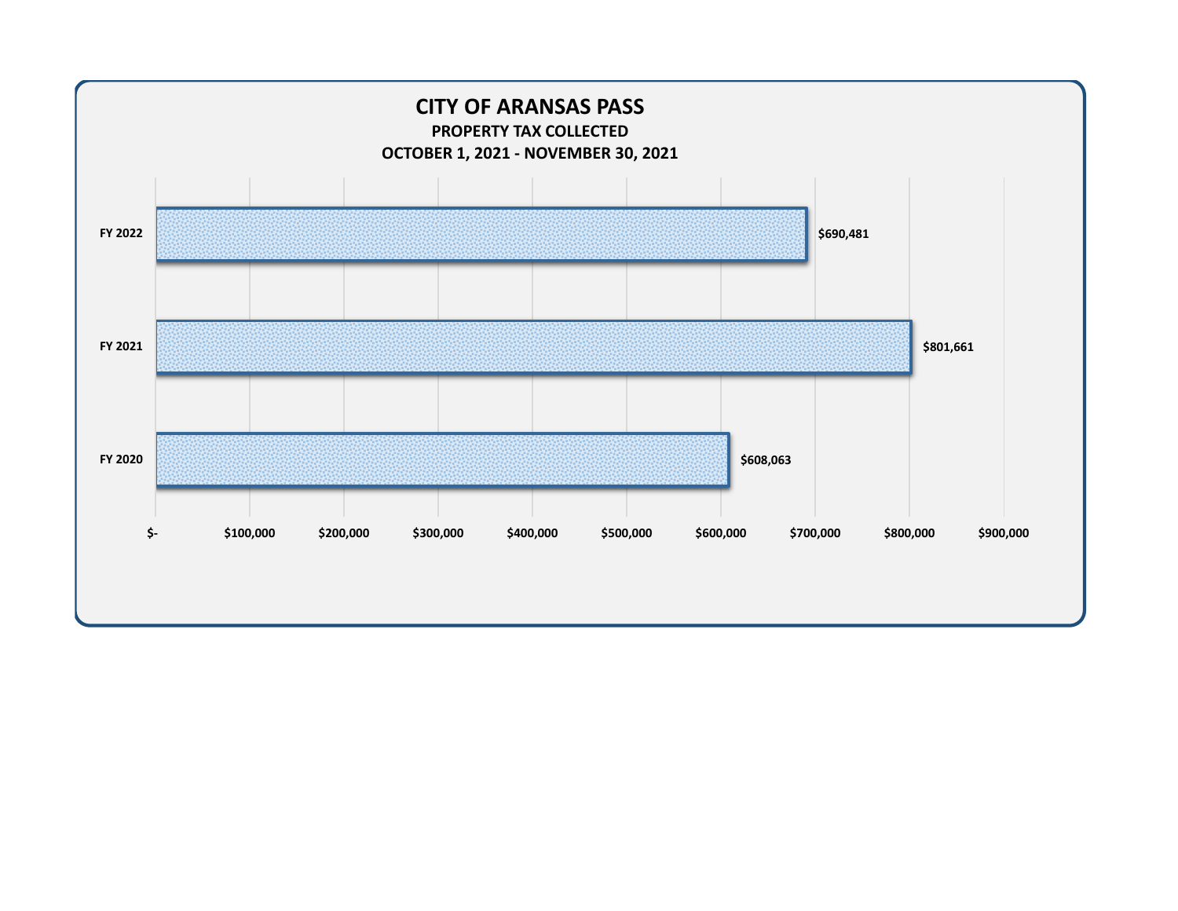# CITY OF ARANSAS PASS

## PROPERTY TAX COLLECTED

## OCTOBER 1, 2021 - NOVEMBER 30, 2021

| Fiscal Year | Property Tax Collected |
|---|---|
| FY 2022 | $690,481 |
| FY 2021 | $801,661 |
| FY 2020 | $608,063 |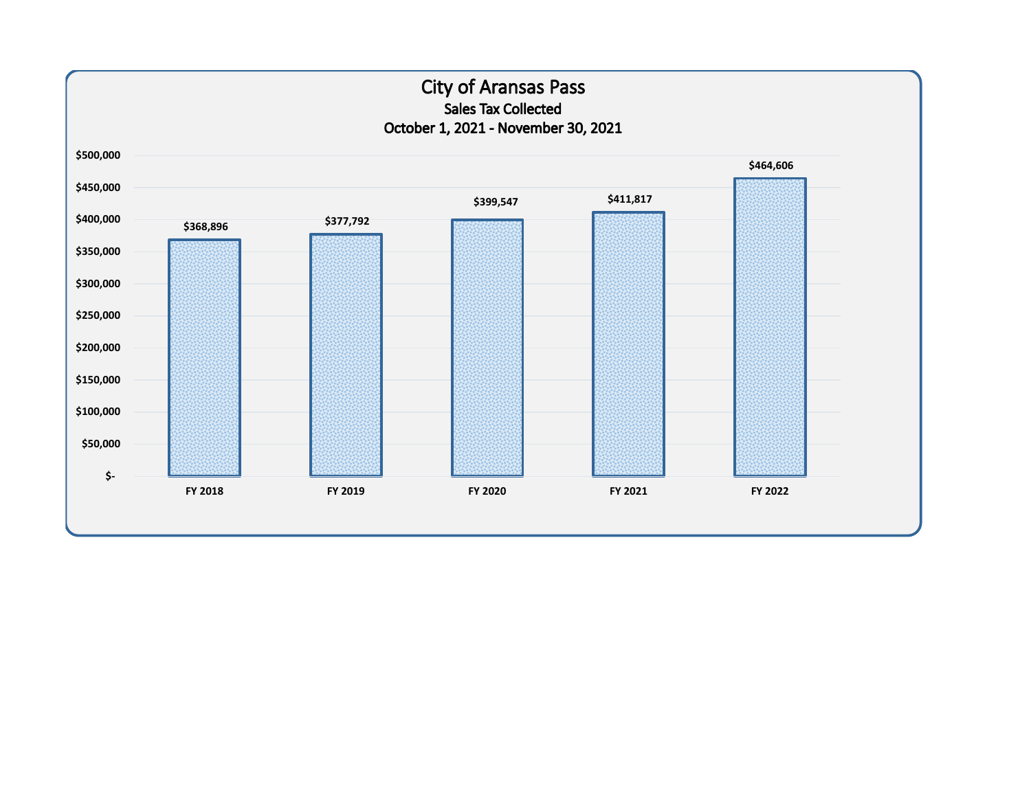# City of Aransas Pass

## Sales Tax Collected

### October 1, 2021 - November 30, 2021

| Fiscal Year | Sales Tax Collected |
|---|---|
| FY 2018 | $368,896 |
| FY 2019 | $377,792 |
| FY 2020 | $399,547 |
| FY 2021 | $411,817 |
| FY 2022 | $464,606 |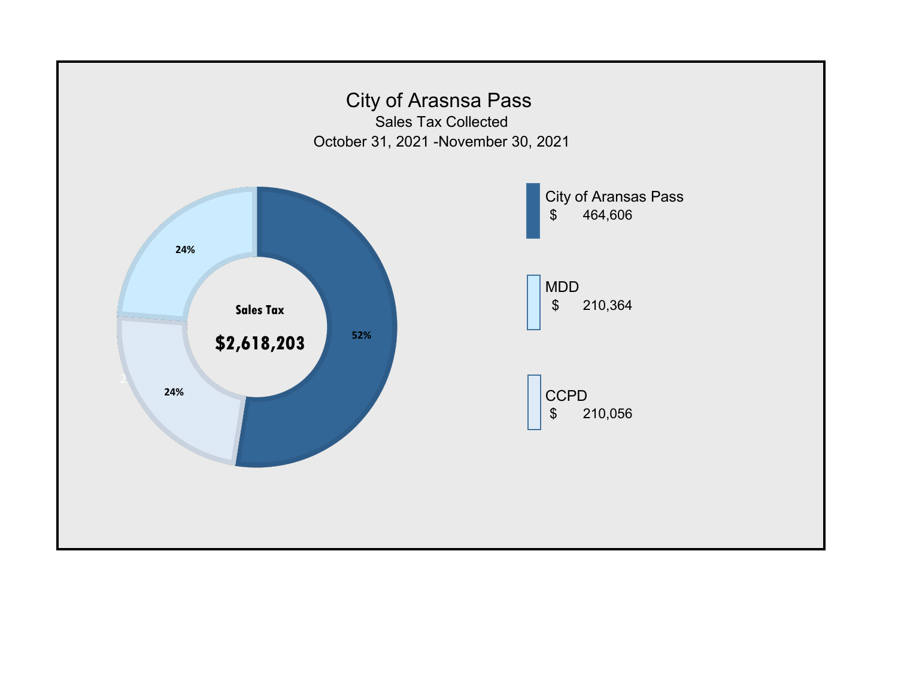# City of Arasnsa Pass

## Sales Tax Collected

October 31, 2021 -November 30, 2021

**Sales Tax**

**$2,618,203**

52%

24%

24%

City of Aransas Pass
$ 464,606

MDD
$ 210,364

CCPD
$ 210,056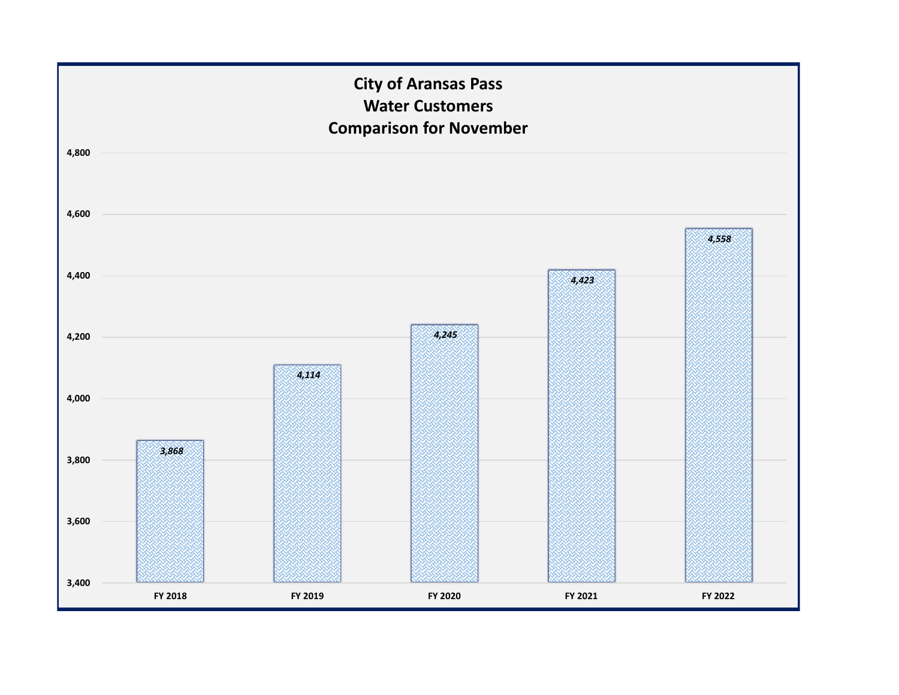City of Aransas Pass
Water Customers
Comparison for November

4,800
4,600
4,400
4,200
4,000
3,800
3,600
3,400

3,868
4,114
4,245
4,423
4,558

FY 2018
FY 2019
FY 2020
FY 2021
FY 2022